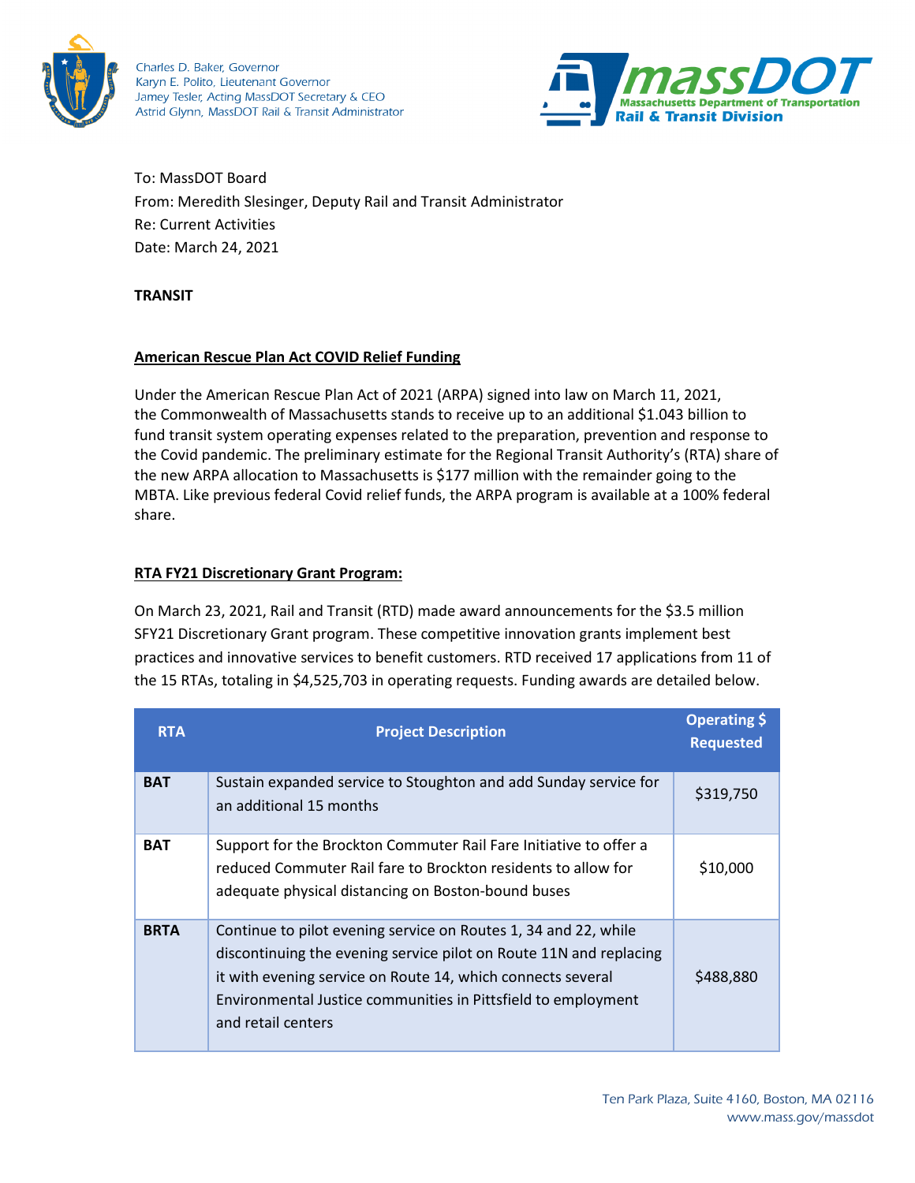Charles D. Baker, Governor
Karyn E. Polito, Lieutenant Governor
Jamey Tesler, Acting MassDOT Secretary & CEO
Astrid Glynn, MassDOT Rail & Transit Administrator

massDOT
Massachusetts Department of Transportation
Rail & Transit Division

To: MassDOT Board
From: Meredith Slesinger, Deputy Rail and Transit Administrator
Re: Current Activities
Date: March 24, 2021

**TRANSIT**

**American Rescue Plan Act COVID Relief Funding**

Under the American Rescue Plan Act of 2021 (ARPA) signed into law on March 11, 2021, the Commonwealth of Massachusetts stands to receive up to an additional $1.043 billion to fund transit system operating expenses related to the preparation, prevention and response to the Covid pandemic. The preliminary estimate for the Regional Transit Authority's (RTA) share of the new ARPA allocation to Massachusetts is $177 million with the remainder going to the MBTA. Like previous federal Covid relief funds, the ARPA program is available at a 100% federal share.

**RTA FY21 Discretionary Grant Program:**

On March 23, 2021, Rail and Transit (RTD) made award announcements for the $3.5 million SFY21 Discretionary Grant program. These competitive innovation grants implement best practices and innovative services to benefit customers. RTD received 17 applications from 11 of the 15 RTAs, totaling in $4,525,703 in operating requests. Funding awards are detailed below.

| RTA | Project Description | Operating $ Requested |
|---|---|---|
| **BAT** | Sustain expanded service to Stoughton and add Sunday service for an additional 15 months | $319,750 |
| **BAT** | Support for the Brockton Commuter Rail Fare Initiative to offer a reduced Commuter Rail fare to Brockton residents to allow for adequate physical distancing on Boston-bound buses | $10,000 |
| **BRTA** | Continue to pilot evening service on Routes 1, 34 and 22, while discontinuing the evening service pilot on Route 11N and replacing it with evening service on Route 14, which connects several Environmental Justice communities in Pittsfield to employment and retail centers | $488,880 |

Ten Park Plaza, Suite 4160, Boston, MA 02116
www.mass.gov/massdot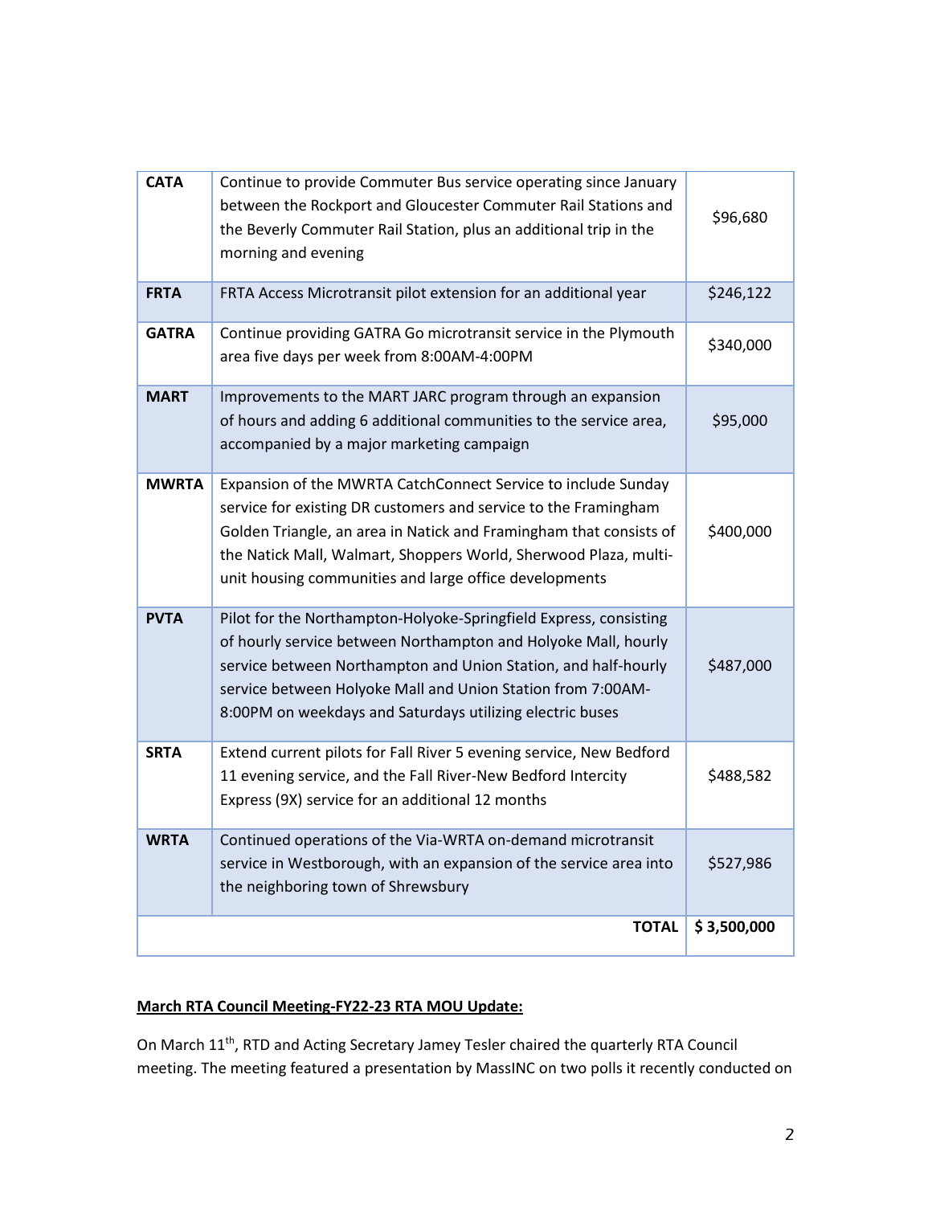| | | |
|---|---|---|
| **CATA** | Continue to provide Commuter Bus service operating since January between the Rockport and Gloucester Commuter Rail Stations and the Beverly Commuter Rail Station, plus an additional trip in the morning and evening | $96,680 |
| **FRTA** | FRTA Access Microtransit pilot extension for an additional year | $246,122 |
| **GATRA** | Continue providing GATRA Go microtransit service in the Plymouth area five days per week from 8:00AM-4:00PM | $340,000 |
| **MART** | Improvements to the MART JARC program through an expansion of hours and adding 6 additional communities to the service area, accompanied by a major marketing campaign | $95,000 |
| **MWRTA** | Expansion of the MWRTA CatchConnect Service to include Sunday service for existing DR customers and service to the Framingham Golden Triangle, an area in Natick and Framingham that consists of the Natick Mall, Walmart, Shoppers World, Sherwood Plaza, multi-unit housing communities and large office developments | $400,000 |
| **PVTA** | Pilot for the Northampton-Holyoke-Springfield Express, consisting of hourly service between Northampton and Holyoke Mall, hourly service between Northampton and Union Station, and half-hourly service between Holyoke Mall and Union Station from 7:00AM-8:00PM on weekdays and Saturdays utilizing electric buses | $487,000 |
| **SRTA** | Extend current pilots for Fall River 5 evening service, New Bedford 11 evening service, and the Fall River-New Bedford Intercity Express (9X) service for an additional 12 months | $488,582 |
| **WRTA** | Continued operations of the Via-WRTA on-demand microtransit service in Westborough, with an expansion of the service area into the neighboring town of Shrewsbury | $527,986 |
| | **TOTAL** | **$ 3,500,000** |

**<u>March RTA Council Meeting-FY22-23 RTA MOU Update:</u>**

On March 11th, RTD and Acting Secretary Jamey Tesler chaired the quarterly RTA Council meeting. The meeting featured a presentation by MassINC on two polls it recently conducted on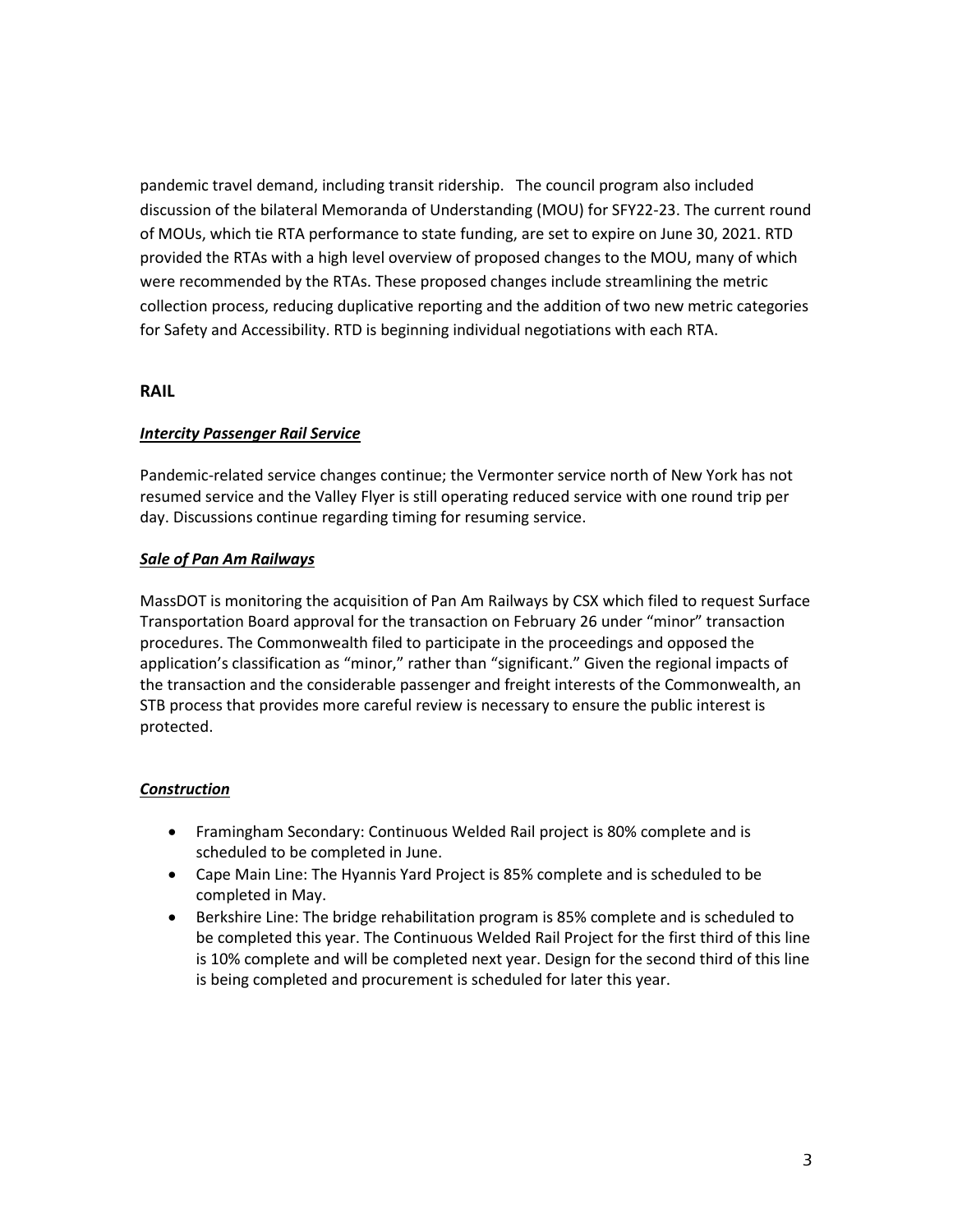pandemic travel demand, including transit ridership. The council program also included discussion of the bilateral Memoranda of Understanding (MOU) for SFY22-23. The current round of MOUs, which tie RTA performance to state funding, are set to expire on June 30, 2021. RTD provided the RTAs with a high level overview of proposed changes to the MOU, many of which were recommended by the RTAs. These proposed changes include streamlining the metric collection process, reducing duplicative reporting and the addition of two new metric categories for Safety and Accessibility. RTD is beginning individual negotiations with each RTA.

## RAIL

### ***Intercity Passenger Rail Service***

Pandemic-related service changes continue; the Vermonter service north of New York has not resumed service and the Valley Flyer is still operating reduced service with one round trip per day. Discussions continue regarding timing for resuming service.

### ***Sale of Pan Am Railways***

MassDOT is monitoring the acquisition of Pan Am Railways by CSX which filed to request Surface Transportation Board approval for the transaction on February 26 under "minor" transaction procedures. The Commonwealth filed to participate in the proceedings and opposed the application's classification as "minor," rather than "significant." Given the regional impacts of the transaction and the considerable passenger and freight interests of the Commonwealth, an STB process that provides more careful review is necessary to ensure the public interest is protected.

### ***Construction***

- Framingham Secondary: Continuous Welded Rail project is 80% complete and is scheduled to be completed in June.
- Cape Main Line: The Hyannis Yard Project is 85% complete and is scheduled to be completed in May.
- Berkshire Line: The bridge rehabilitation program is 85% complete and is scheduled to be completed this year. The Continuous Welded Rail Project for the first third of this line is 10% complete and will be completed next year. Design for the second third of this line is being completed and procurement is scheduled for later this year.